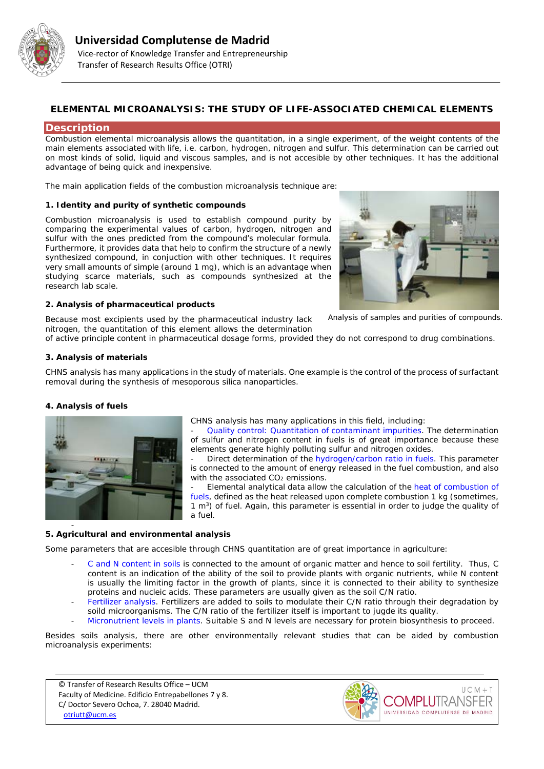# Universidad Complutense de Madrid

Vice-rector of Knowledge Transfer and Entrepreneurship
Transfer of Research Results Office (OTRI)

## ELEMENTAL MICROANALYSIS: THE STUDY OF LIFE-ASSOCIATED CHEMICAL ELEMENTS

### Description

Combustion elemental microanalysis allows the quantitation, in a single experiment, of the weight contents of the main elements associated with life, i.e. carbon, hydrogen, nitrogen and sulfur. This determination can be carried out on most kinds of solid, liquid and viscous samples, and is not accesible by other techniques. It has the additional advantage of being quick and inexpensive.

The main application fields of the combustion microanalysis technique are:

**1. Identity and purity of synthetic compounds**

Combustion microanalysis is used to establish compound purity by comparing the experimental values of carbon, hydrogen, nitrogen and sulfur with the ones predicted from the compound's molecular formula. Furthermore, it provides data that help to confirm the structure of a newly synthesized compound, in conjuction with other techniques. It requires very small amounts of simple (around 1 mg), which is an advantage when studying scarce materials, such as compounds synthesized at the research lab scale.

Analysis of samples and purities of compounds.

**2. Analysis of pharmaceutical products**

Because most excipients used by the pharmaceutical industry lack nitrogen, the quantitation of this element allows the determination of active principle content in pharmaceutical dosage forms, provided they do not correspond to drug combinations.

**3. Analysis of materials**

CHNS analysis has many applications in the study of materials. One example is the control of the process of surfactant removal during the synthesis of mesoporous silica nanoparticles.

**4. Analysis of fuels**

CHNS analysis has many applications in this field, including:

- Quality control: Quantitation of contaminant impurities. The determination of sulfur and nitrogen content in fuels is of great importance because these elements generate highly polluting sulfur and nitrogen oxides.
- Direct determination of the hydrogen/carbon ratio in fuels. This parameter is connected to the amount of energy released in the fuel combustion, and also with the associated $CO_2$ emissions.
- Elemental analytical data allow the calculation of the heat of combustion of fuels, defined as the heat released upon complete combustion 1 kg (sometimes, 1 $m^3$) of fuel. Again, this parameter is essential in order to judge the quality of a fuel.

**5. Agricultural and environmental analysis**

Some parameters that are accesible through CHNS quantitation are of great importance in agriculture:

- C and N content in soils is connected to the amount of organic matter and hence to soil fertility. Thus, C content is an indication of the ability of the soil to provide plants with organic nutrients, while N content is usually the limiting factor in the growth of plants, since it is connected to their ability to synthesize proteins and nucleic acids. These parameters are usually given as the soil C/N ratio.
- Fertilizer analysis. Fertilizers are added to soils to modulate their C/N ratio through their degradation by soild microorganisms. The C/N ratio of the fertilizer itself is important to jugde its quality.
- Micronutrient levels in plants. Suitable S and N levels are necessary for protein biosynthesis to proceed.

Besides soils analysis, there are other environmentally relevant studies that can be aided by combustion microanalysis experiments:

© Transfer of Research Results Office – UCM
Faculty of Medicine. Edificio Entrepabellones 7 y 8.
C/ Doctor Severo Ochoa, 7. 28040 Madrid.
otriutt@ucm.es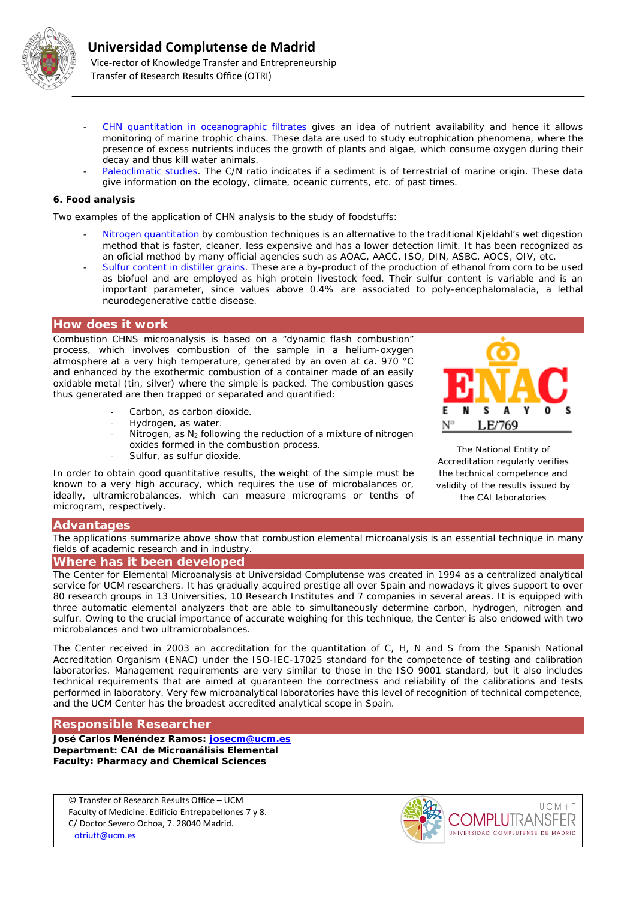- CHN quantitation in oceanographic filtrates gives an idea of nutrient availability and hence it allows monitoring of marine trophic chains. These data are used to study eutrophication phenomena, where the presence of excess nutrients induces the growth of plants and algae, which consume oxygen during their decay and thus kill water animals.
- Paleoclimatic studies. The C/N ratio indicates if a sediment is of terrestrial of marine origin. These data give information on the ecology, climate, oceanic currents, etc. of past times.

**6. Food analysis**

Two examples of the application of CHN analysis to the study of foodstuffs:

- Nitrogen quantitation by combustion techniques is an alternative to the traditional Kjeldahl's wet digestion method that is faster, cleaner, less expensive and has a lower detection limit. It has been recognized as an oficial method by many official agencies such as AOAC, AACC, ISO, DIN, ASBC, AOCS, OIV, etc.
- Sulfur content in distiller grains. These are a by-product of the production of ethanol from corn to be used as biofuel and are employed as high protein livestock feed. Their sulfur content is variable and is an important parameter, since values above 0.4% are associated to poly-encephalomalacia, a lethal neurodegenerative cattle disease.

## How does it work

Combustion CHNS microanalysis is based on a "dynamic flash combustion" process, which involves combustion of the sample in a helium-oxygen atmosphere at a very high temperature, generated by an oven at ca. 970 °C and enhanced by the exothermic combustion of a container made of an easily oxidable metal (tin, silver) where the simple is packed. The combustion gases thus generated are then trapped or separated and quantified:

- Carbon, as carbon dioxide.
- Hydrogen, as water.
- Nitrogen, as $N_2$ following the reduction of a mixture of nitrogen oxides formed in the combustion process.
- Sulfur, as sulfur dioxide.

In order to obtain good quantitative results, the weight of the simple must be known to a very high accuracy, which requires the use of microbalances or, ideally, ultramicrobalances, which can measure micrograms or tenths of microgram, respectively.

ENAC
ENSAYOS
Nº LE/769

The National Entity of Accreditation regularly verifies the technical competence and validity of the results issued by the CAI laboratories

## Advantages

The applications summarize above show that combustion elemental microanalysis is an essential technique in many fields of academic research and in industry.

## Where has it been developed

The Center for Elemental Microanalysis at Universidad Complutense was created in 1994 as a centralized analytical service for UCM researchers. It has gradually acquired prestige all over Spain and nowadays it gives support to over 80 research groups in 13 Universities, 10 Research Institutes and 7 companies in several areas. It is equipped with three automatic elemental analyzers that are able to simultaneously determine carbon, hydrogen, nitrogen and sulfur. Owing to the crucial importance of accurate weighing for this technique, the Center is also endowed with two microbalances and two ultramicrobalances.

The Center received in 2003 an accreditation for the quantitation of C, H, N and S from the Spanish National Accreditation Organism (ENAC) under the ISO-IEC-17025 standard for the competence of testing and calibration laboratories. Management requirements are very similar to those in the ISO 9001 standard, but it also includes technical requirements that are aimed at guaranteen the correctness and reliability of the calibrations and tests performed in laboratory. Very few microanalytical laboratories have this level of recognition of technical competence, and the UCM Center has the broadest accredited analytical scope in Spain.

## Responsible Researcher

**José Carlos Menéndez Ramos: josecm@ucm.es**
**Department: CAI de Microanálisis Elemental**
**Faculty: Pharmacy and Chemical Sciences**

© Transfer of Research Results Office – UCM
Faculty of Medicine. Edificio Entrepabellones 7 y 8.
C/ Doctor Severo Ochoa, 7. 28040 Madrid.
otriutt@ucm.es